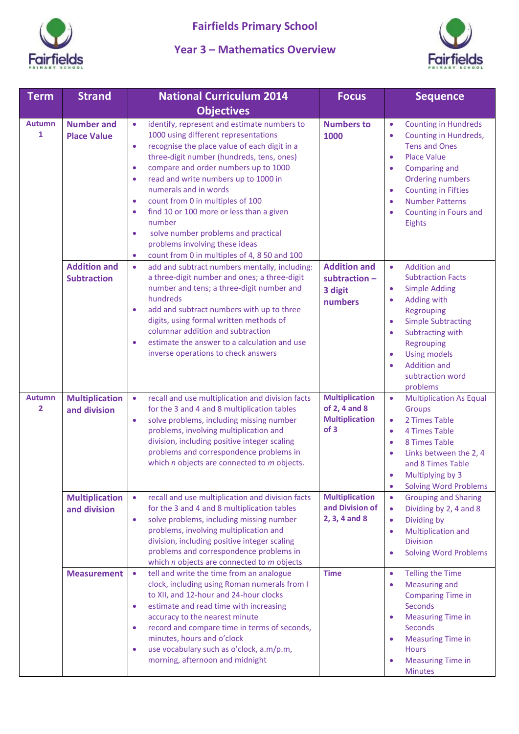# Fairfields Primary School

## Year 3 – Mathematics Overview

| Term | Strand | National Curriculum 2014 Objectives | Focus | Sequence |
|---|---|---|---|---|
| **Autumn 1** | **Number and Place Value** | • identify, represent and estimate numbers to 1000 using different representations<br>• recognise the place value of each digit in a three-digit number (hundreds, tens, ones)<br>• compare and order numbers up to 1000<br>• read and write numbers up to 1000 in numerals and in words<br>• count from 0 in multiples of 100<br>• find 10 or 100 more or less than a given number<br>• solve number problems and practical problems involving these ideas<br>• count from 0 in multiples of 4, 8 50 and 100 | **Numbers to 1000** | • Counting in Hundreds<br>• Counting in Hundreds, Tens and Ones<br>• Place Value<br>• Comparing and Ordering numbers<br>• Counting in Fifties<br>• Number Patterns<br>• Counting in Fours and Eights |
| | **Addition and Subtraction** | • add and subtract numbers mentally, including: a three-digit number and ones; a three-digit number and tens; a three-digit number and hundreds<br>• add and subtract numbers with up to three digits, using formal written methods of columnar addition and subtraction<br>• estimate the answer to a calculation and use inverse operations to check answers | **Addition and subtraction – 3 digit numbers** | • Addition and Subtraction Facts<br>• Simple Adding<br>• Adding with Regrouping<br>• Simple Subtracting<br>• Subtracting with Regrouping<br>• Using models<br>• Addition and subtraction word problems |
| **Autumn 2** | **Multiplication and division** | • recall and use multiplication and division facts for the 3 and 4 and 8 multiplication tables<br>• solve problems, including missing number problems, involving multiplication and division, including positive integer scaling problems and correspondence problems in which *n* objects are connected to *m* objects. | **Multiplication of 2, 4 and 8 Multiplication of 3** | • Multiplication As Equal Groups<br>• 2 Times Table<br>• 4 Times Table<br>• 8 Times Table<br>• Links between the 2, 4 and 8 Times Table<br>• Multiplying by 3<br>• Solving Word Problems |
| | **Multiplication and division** | • recall and use multiplication and division facts for the 3 and 4 and 8 multiplication tables<br>• solve problems, including missing number problems, involving multiplication and division, including positive integer scaling problems and correspondence problems in which *n* objects are connected to *m* objects | **Multiplication and Division of 2, 3, 4 and 8** | • Grouping and Sharing<br>• Dividing by 2, 4 and 8<br>• Dividing by<br>• Multiplication and Division<br>• Solving Word Problems |
| | **Measurement** | • tell and write the time from an analogue clock, including using Roman numerals from I to XII, and 12-hour and 24-hour clocks<br>• estimate and read time with increasing accuracy to the nearest minute<br>• record and compare time in terms of seconds, minutes, hours and o'clock<br>• use vocabulary such as o'clock, a.m/p.m, morning, afternoon and midnight | **Time** | • Telling the Time<br>• Measuring and Comparing Time in Seconds<br>• Measuring Time in Seconds<br>• Measuring Time in Hours<br>• Measuring Time in Minutes |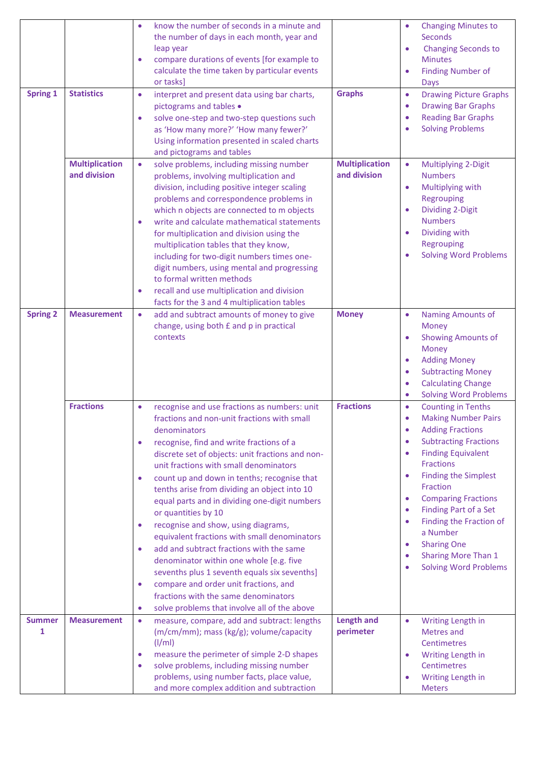| | | | | |
|---|---|---|---|---|
| | | • know the number of seconds in a minute and the number of days in each month, year and leap year<br>• compare durations of events [for example to calculate the time taken by particular events or tasks] | | • Changing Minutes to Seconds<br>• Changing Seconds to Minutes<br>• Finding Number of Days |
| **Spring 1** | **Statistics** | • interpret and present data using bar charts, pictograms and tables •<br>• solve one-step and two-step questions such as 'How many more?' 'How many fewer?' Using information presented in scaled charts and pictograms and tables | **Graphs** | • Drawing Picture Graphs<br>• Drawing Bar Graphs<br>• Reading Bar Graphs<br>• Solving Problems |
| | **Multiplication and division** | • solve problems, including missing number problems, involving multiplication and division, including positive integer scaling problems and correspondence problems in which n objects are connected to m objects<br>• write and calculate mathematical statements for multiplication and division using the multiplication tables that they know, including for two-digit numbers times one-digit numbers, using mental and progressing to formal written methods<br>• recall and use multiplication and division facts for the 3 and 4 multiplication tables | **Multiplication and division** | • Multiplying 2-Digit Numbers<br>• Multiplying with Regrouping<br>• Dividing 2-Digit Numbers<br>• Dividing with Regrouping<br>• Solving Word Problems |
| **Spring 2** | **Measurement** | • add and subtract amounts of money to give change, using both £ and p in practical contexts | **Money** | • Naming Amounts of Money<br>• Showing Amounts of Money<br>• Adding Money<br>• Subtracting Money<br>• Calculating Change<br>• Solving Word Problems |
| | **Fractions** | • recognise and use fractions as numbers: unit fractions and non-unit fractions with small denominators<br>• recognise, find and write fractions of a discrete set of objects: unit fractions and non-unit fractions with small denominators<br>• count up and down in tenths; recognise that tenths arise from dividing an object into 10 equal parts and in dividing one-digit numbers or quantities by 10<br>• recognise and show, using diagrams, equivalent fractions with small denominators<br>• add and subtract fractions with the same denominator within one whole [e.g. five sevenths plus 1 seventh equals six sevenths]<br>• compare and order unit fractions, and fractions with the same denominators<br>• solve problems that involve all of the above | **Fractions** | • Counting in Tenths<br>• Making Number Pairs<br>• Adding Fractions<br>• Subtracting Fractions<br>• Finding Equivalent Fractions<br>• Finding the Simplest Fraction<br>• Comparing Fractions<br>• Finding Part of a Set<br>• Finding the Fraction of a Number<br>• Sharing One<br>• Sharing More Than 1<br>• Solving Word Problems |
| **Summer 1** | **Measurement** | • measure, compare, add and subtract: lengths (m/cm/mm); mass (kg/g); volume/capacity (l/ml)<br>• measure the perimeter of simple 2-D shapes<br>• solve problems, including missing number problems, using number facts, place value, and more complex addition and subtraction | **Length and perimeter** | • Writing Length in Metres and Centimetres<br>• Writing Length in Centimetres<br>• Writing Length in Meters |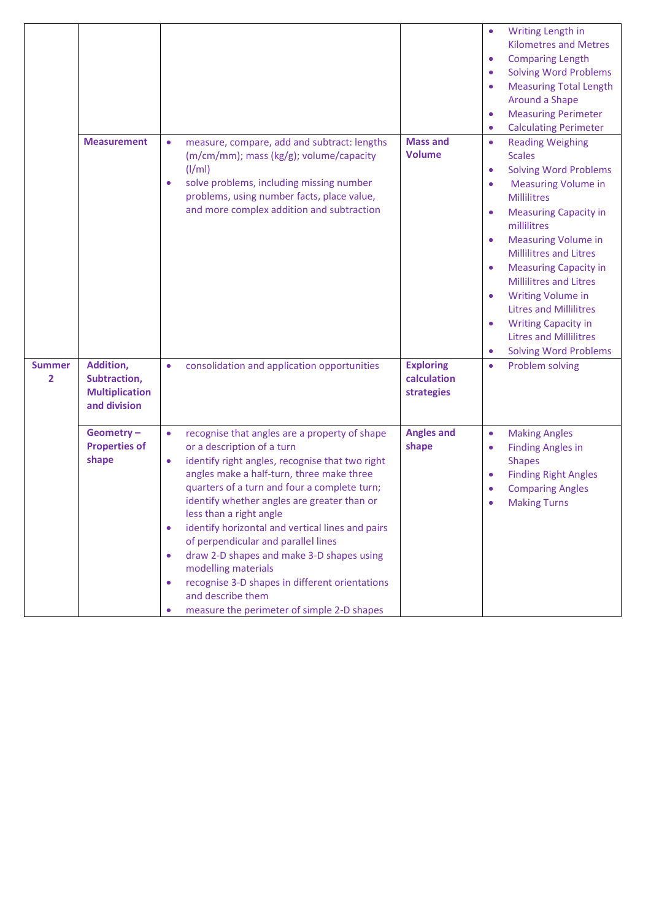| | | | | |
|---|---|---|---|---|
| | | | | • Writing Length in Kilometres and Metres<br>• Comparing Length<br>• Solving Word Problems<br>• Measuring Total Length Around a Shape<br>• Measuring Perimeter<br>• Calculating Perimeter |
| | **Measurement** | • measure, compare, add and subtract: lengths (m/cm/mm); mass (kg/g); volume/capacity (l/ml)<br>• solve problems, including missing number problems, using number facts, place value, and more complex addition and subtraction | **Mass and Volume** | • Reading Weighing Scales<br>• Solving Word Problems<br>• Measuring Volume in Millilitres<br>• Measuring Capacity in millilitres<br>• Measuring Volume in Millilitres and Litres<br>• Measuring Capacity in Millilitres and Litres<br>• Writing Volume in Litres and Millilitres<br>• Writing Capacity in Litres and Millilitres<br>• Solving Word Problems |
| **Summer 2** | **Addition, Subtraction, Multiplication and division** | • consolidation and application opportunities | **Exploring calculation strategies** | • Problem solving |
| | **Geometry – Properties of shape** | • recognise that angles are a property of shape or a description of a turn<br>• identify right angles, recognise that two right angles make a half-turn, three make three quarters of a turn and four a complete turn; identify whether angles are greater than or less than a right angle<br>• identify horizontal and vertical lines and pairs of perpendicular and parallel lines<br>• draw 2-D shapes and make 3-D shapes using modelling materials<br>• recognise 3-D shapes in different orientations and describe them<br>• measure the perimeter of simple 2-D shapes | **Angles and shape** | • Making Angles<br>• Finding Angles in Shapes<br>• Finding Right Angles<br>• Comparing Angles<br>• Making Turns |